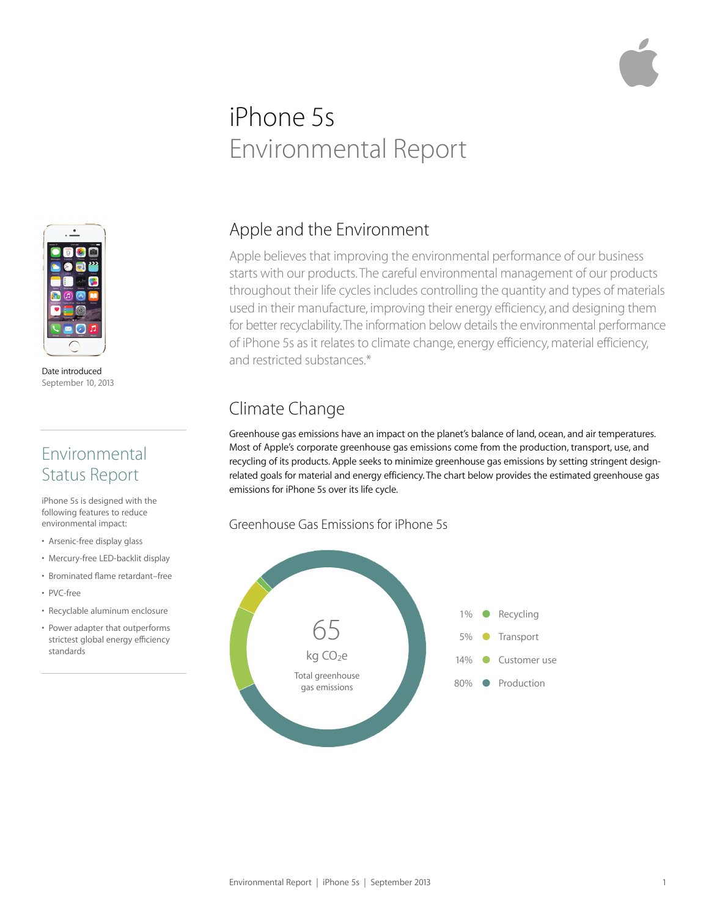# iPhone 5s
Environmental Report

Date introduced
September 10, 2013

## Environmental Status Report

iPhone 5s is designed with the following features to reduce environmental impact:

- Arsenic-free display glass
- Mercury-free LED-backlit display
- Brominated flame retardant–free
- PVC-free
- Recyclable aluminum enclosure
- Power adapter that outperforms strictest global energy efficiency standards

## Apple and the Environment

Apple believes that improving the environmental performance of our business starts with our products. The careful environmental management of our products throughout their life cycles includes controlling the quantity and types of materials used in their manufacture, improving their energy efficiency, and designing them for better recyclability. The information below details the environmental performance of iPhone 5s as it relates to climate change, energy efficiency, material efficiency, and restricted substances.*

## Climate Change

Greenhouse gas emissions have an impact on the planet's balance of land, ocean, and air temperatures. Most of Apple's corporate greenhouse gas emissions come from the production, transport, use, and recycling of its products. Apple seeks to minimize greenhouse gas emissions by setting stringent design-related goals for material and energy efficiency. The chart below provides the estimated greenhouse gas emissions for iPhone 5s over its life cycle.

### Greenhouse Gas Emissions for iPhone 5s

65 kg $CO_2e$
Total greenhouse gas emissions

| Share | Phase |
| --- | --- |
| 1% | Recycling |
| 5% | Transport |
| 14% | Customer use |
| 80% | Production |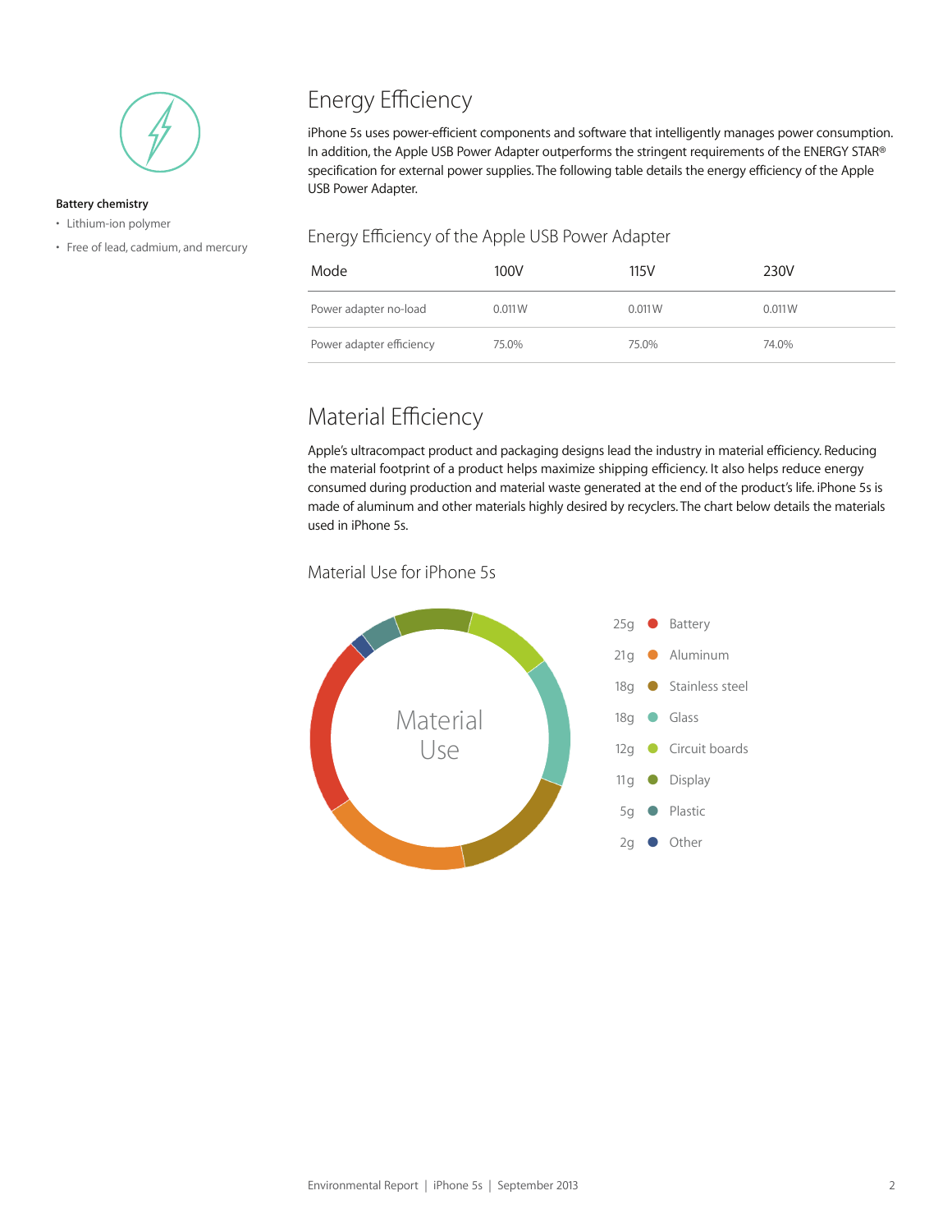**Battery chemistry**

- Lithium-ion polymer
- Free of lead, cadmium, and mercury

## Energy Efficiency

iPhone 5s uses power-efficient components and software that intelligently manages power consumption. In addition, the Apple USB Power Adapter outperforms the stringent requirements of the ENERGY STAR® specification for external power supplies. The following table details the energy efficiency of the Apple USB Power Adapter.

### Energy Efficiency of the Apple USB Power Adapter

| Mode | 100V | 115V | 230V |
|---|---|---|---|
| Power adapter no-load | 0.011 W | 0.011 W | 0.011 W |
| Power adapter efficiency | 75.0% | 75.0% | 74.0% |

## Material Efficiency

Apple's ultracompact product and packaging designs lead the industry in material efficiency. Reducing the material footprint of a product helps maximize shipping efficiency. It also helps reduce energy consumed during production and material waste generated at the end of the product's life. iPhone 5s is made of aluminum and other materials highly desired by recyclers. The chart below details the materials used in iPhone 5s.

### Material Use for iPhone 5s

Material Use

| Weight | Material |
|---|---|
| 25g | Battery |
| 21g | Aluminum |
| 18g | Stainless steel |
| 18g | Glass |
| 12g | Circuit boards |
| 11g | Display |
| 5g | Plastic |
| 2g | Other |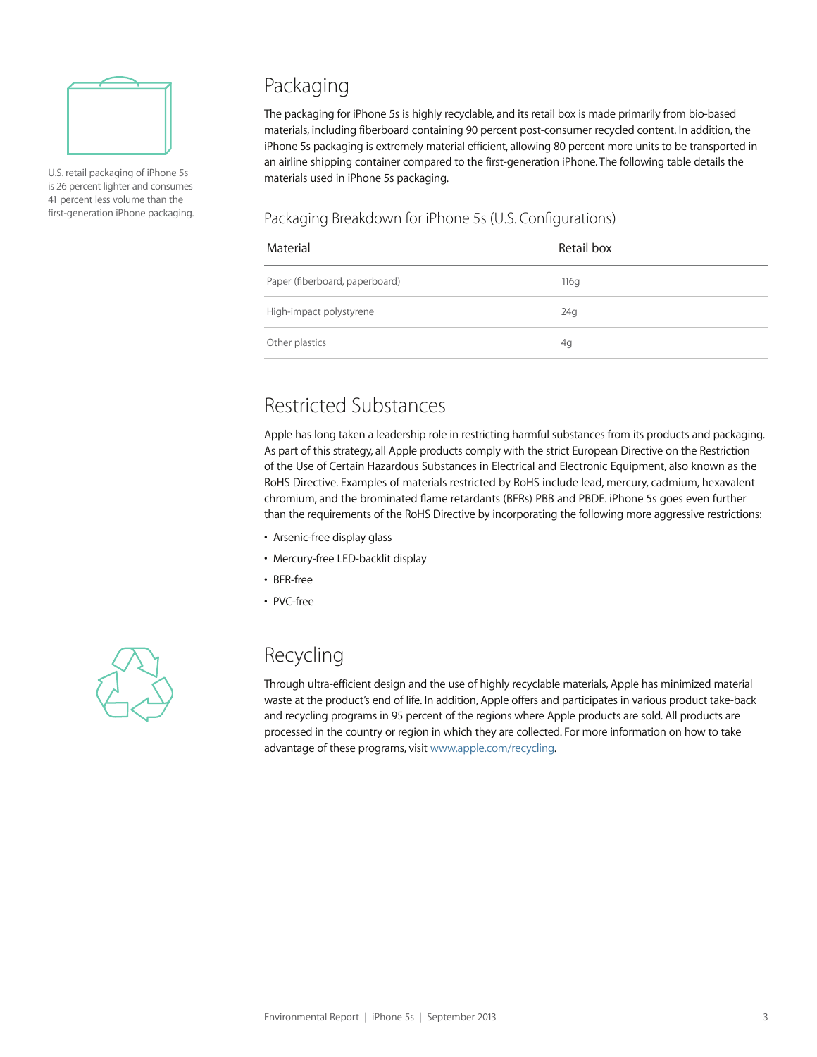U.S. retail packaging of iPhone 5s is 26 percent lighter and consumes 41 percent less volume than the first-generation iPhone packaging.

## Packaging

The packaging for iPhone 5s is highly recyclable, and its retail box is made primarily from bio-based materials, including fiberboard containing 90 percent post-consumer recycled content. In addition, the iPhone 5s packaging is extremely material efficient, allowing 80 percent more units to be transported in an airline shipping container compared to the first-generation iPhone. The following table details the materials used in iPhone 5s packaging.

### Packaging Breakdown for iPhone 5s (U.S. Configurations)

| Material | Retail box |
|---|---|
| Paper (fiberboard, paperboard) | 116g |
| High-impact polystyrene | 24g |
| Other plastics | 4g |

## Restricted Substances

Apple has long taken a leadership role in restricting harmful substances from its products and packaging. As part of this strategy, all Apple products comply with the strict European Directive on the Restriction of the Use of Certain Hazardous Substances in Electrical and Electronic Equipment, also known as the RoHS Directive. Examples of materials restricted by RoHS include lead, mercury, cadmium, hexavalent chromium, and the brominated flame retardants (BFRs) PBB and PBDE. iPhone 5s goes even further than the requirements of the RoHS Directive by incorporating the following more aggressive restrictions:

- Arsenic-free display glass
- Mercury-free LED-backlit display
- BFR-free
- PVC-free

## Recycling

Through ultra-efficient design and the use of highly recyclable materials, Apple has minimized material waste at the product's end of life. In addition, Apple offers and participates in various product take-back and recycling programs in 95 percent of the regions where Apple products are sold. All products are processed in the country or region in which they are collected. For more information on how to take advantage of these programs, visit www.apple.com/recycling.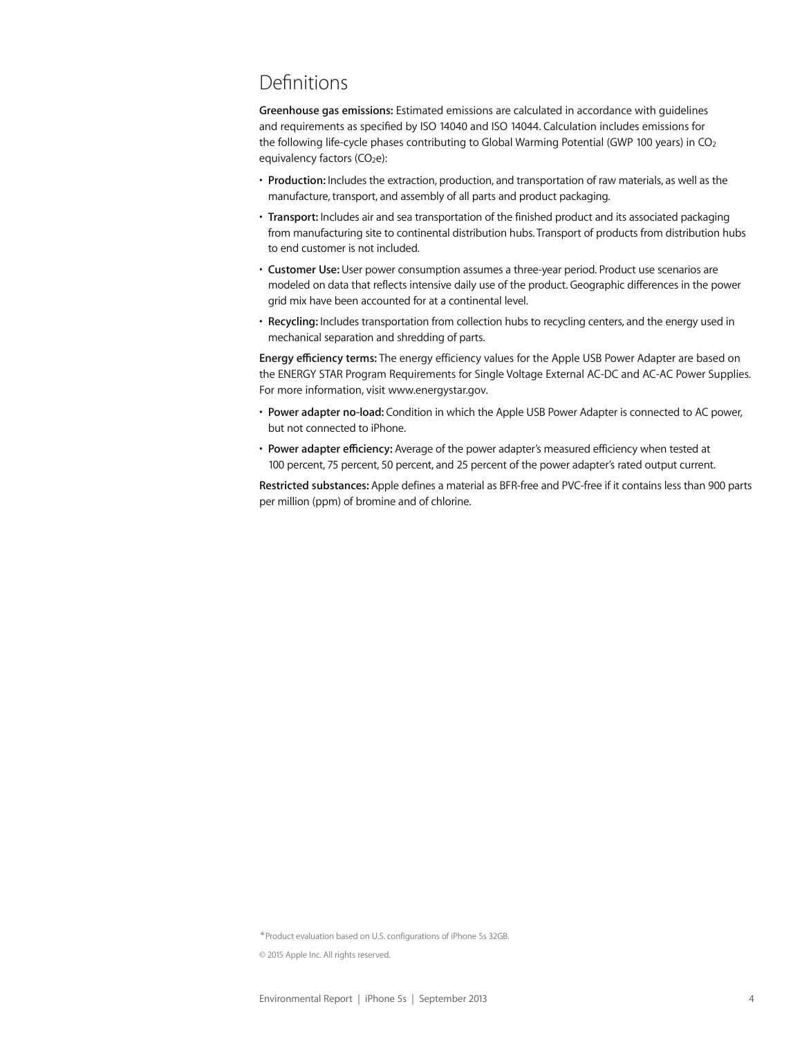## Definitions

**Greenhouse gas emissions:** Estimated emissions are calculated in accordance with guidelines and requirements as specified by ISO 14040 and ISO 14044. Calculation includes emissions for the following life-cycle phases contributing to Global Warming Potential (GWP 100 years) in $CO_2$ equivalency factors ($CO_2e$):

- **Production:** Includes the extraction, production, and transportation of raw materials, as well as the manufacture, transport, and assembly of all parts and product packaging.
- **Transport:** Includes air and sea transportation of the finished product and its associated packaging from manufacturing site to continental distribution hubs. Transport of products from distribution hubs to end customer is not included.
- **Customer Use:** User power consumption assumes a three-year period. Product use scenarios are modeled on data that reflects intensive daily use of the product. Geographic differences in the power grid mix have been accounted for at a continental level.
- **Recycling:** Includes transportation from collection hubs to recycling centers, and the energy used in mechanical separation and shredding of parts.

**Energy efficiency terms:** The energy efficiency values for the Apple USB Power Adapter are based on the ENERGY STAR Program Requirements for Single Voltage External AC-DC and AC-AC Power Supplies. For more information, visit www.energystar.gov.

- **Power adapter no-load:** Condition in which the Apple USB Power Adapter is connected to AC power, but not connected to iPhone.
- **Power adapter efficiency:** Average of the power adapter's measured efficiency when tested at 100 percent, 75 percent, 50 percent, and 25 percent of the power adapter's rated output current.

**Restricted substances:** Apple defines a material as BFR-free and PVC-free if it contains less than 900 parts per million (ppm) of bromine and of chlorine.

*Product evaluation based on U.S. configurations of iPhone 5s 32GB.

© 2015 Apple Inc. All rights reserved.